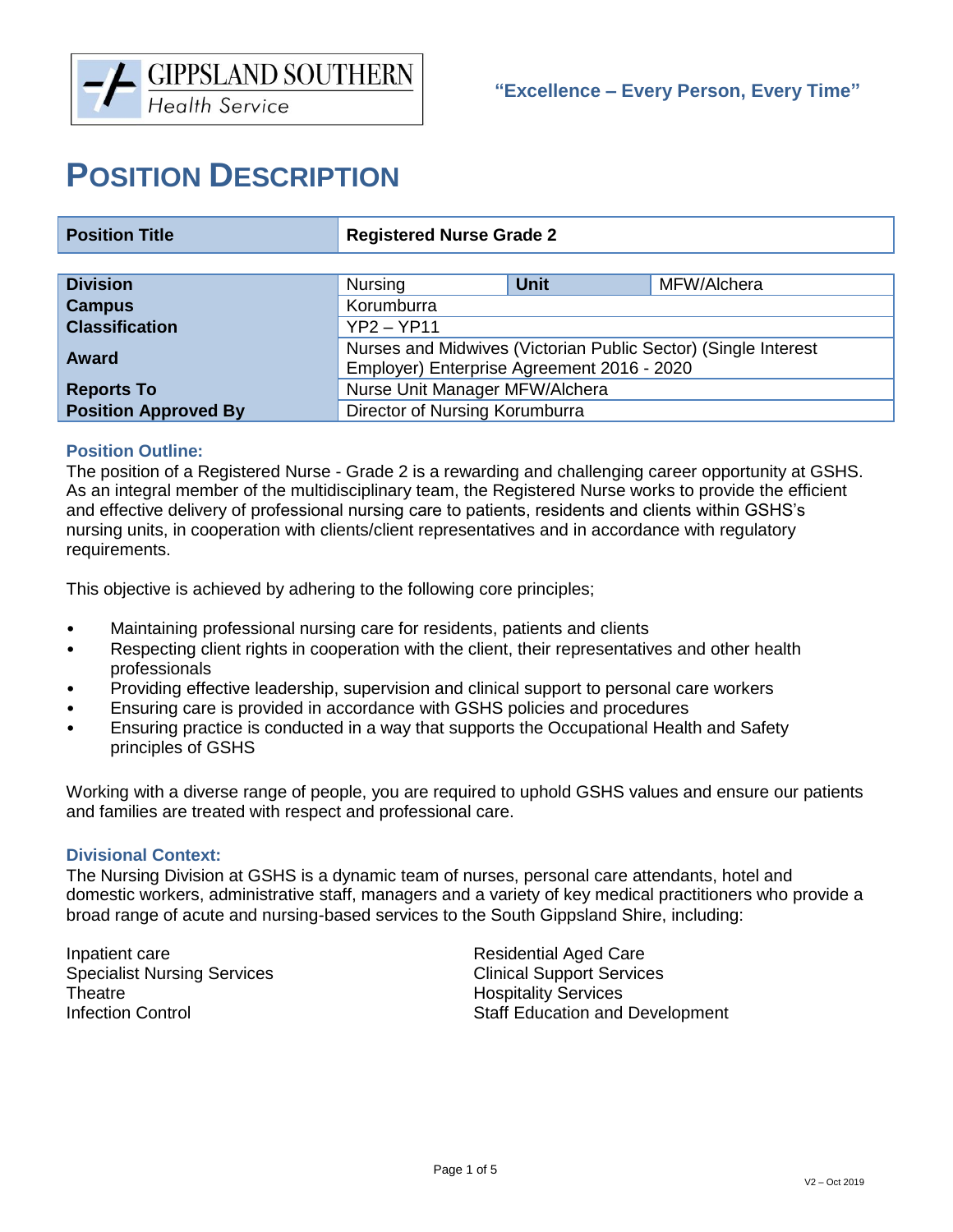GIPPSLAND SOUTHERN
Health Service

**"Excellence – Every Person, Every Time"**

# POSITION DESCRIPTION

| **Position Title** | **Registered Nurse Grade 2** | | |
|---|---|---|---|
| **Division** | Nursing | **Unit** | MFW/Alchera |
| **Campus** | Korumburra | | |
| **Classification** | YP2 – YP11 | | |
| **Award** | Nurses and Midwives (Victorian Public Sector) (Single Interest Employer) Enterprise Agreement 2016 - 2020 | | |
| **Reports To** | Nurse Unit Manager MFW/Alchera | | |
| **Position Approved By** | Director of Nursing Korumburra | | |

### Position Outline:

The position of a Registered Nurse - Grade 2 is a rewarding and challenging career opportunity at GSHS. As an integral member of the multidisciplinary team, the Registered Nurse works to provide the efficient and effective delivery of professional nursing care to patients, residents and clients within GSHS's nursing units, in cooperation with clients/client representatives and in accordance with regulatory requirements.

This objective is achieved by adhering to the following core principles;

- Maintaining professional nursing care for residents, patients and clients
- Respecting client rights in cooperation with the client, their representatives and other health professionals
- Providing effective leadership, supervision and clinical support to personal care workers
- Ensuring care is provided in accordance with GSHS policies and procedures
- Ensuring practice is conducted in a way that supports the Occupational Health and Safety principles of GSHS

Working with a diverse range of people, you are required to uphold GSHS values and ensure our patients and families are treated with respect and professional care.

### Divisional Context:

The Nursing Division at GSHS is a dynamic team of nurses, personal care attendants, hotel and domestic workers, administrative staff, managers and a variety of key medical practitioners who provide a broad range of acute and nursing-based services to the South Gippsland Shire, including:

- Inpatient care
- Specialist Nursing Services
- Theatre
- Infection Control
- Residential Aged Care
- Clinical Support Services
- Hospitality Services
- Staff Education and Development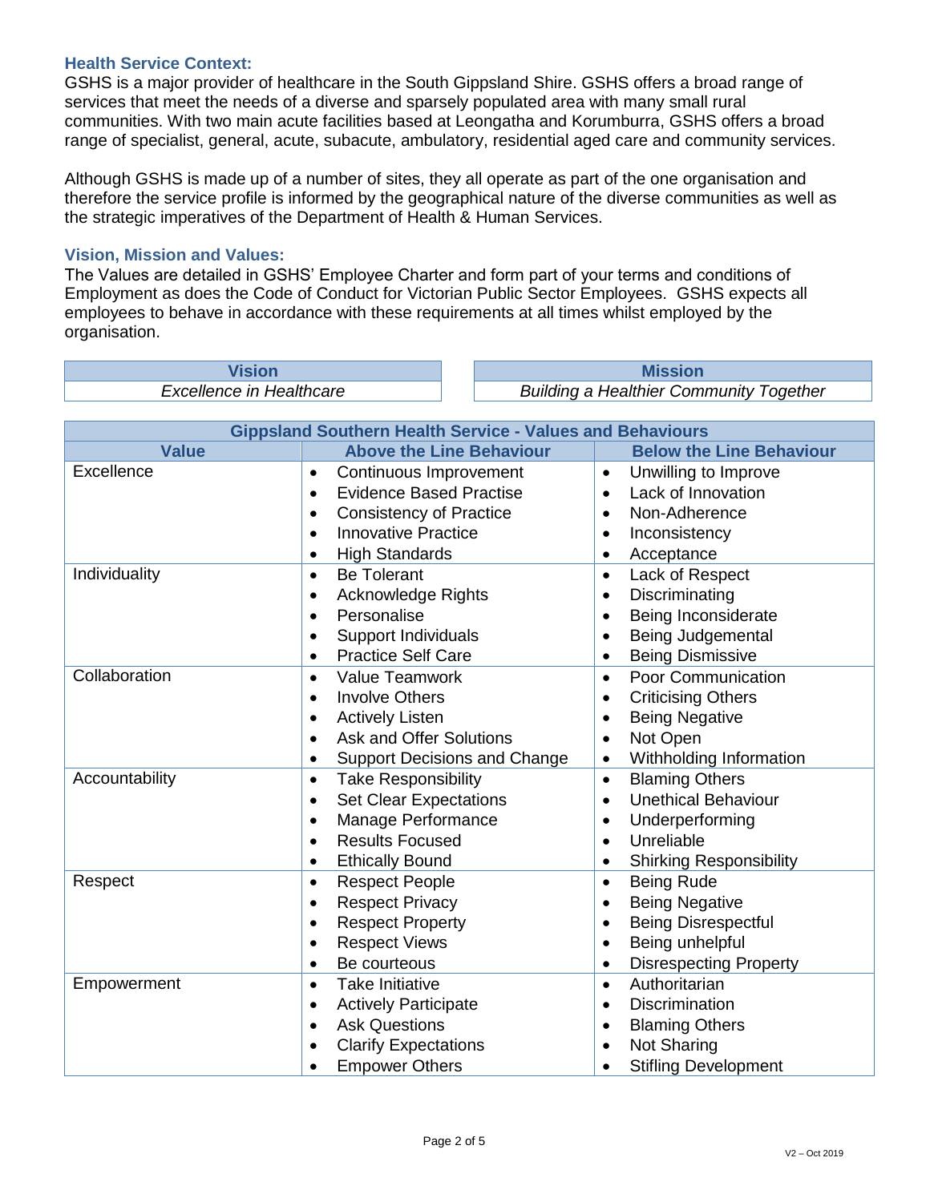### Health Service Context:

GSHS is a major provider of healthcare in the South Gippsland Shire. GSHS offers a broad range of services that meet the needs of a diverse and sparsely populated area with many small rural communities. With two main acute facilities based at Leongatha and Korumburra, GSHS offers a broad range of specialist, general, acute, subacute, ambulatory, residential aged care and community services.

Although GSHS is made up of a number of sites, they all operate as part of the one organisation and therefore the service profile is informed by the geographical nature of the diverse communities as well as the strategic imperatives of the Department of Health & Human Services.

### Vision, Mission and Values:

The Values are detailed in GSHS' Employee Charter and form part of your terms and conditions of Employment as does the Code of Conduct for Victorian Public Sector Employees. GSHS expects all employees to behave in accordance with these requirements at all times whilst employed by the organisation.

| Vision |
| --- |
| *Excellence in Healthcare* |

| Mission |
| --- |
| *Building a Healthier Community Together* |

**Gippsland Southern Health Service - Values and Behaviours**

| Value | Above the Line Behaviour | Below the Line Behaviour |
| --- | --- | --- |
| Excellence | • Continuous Improvement<br>• Evidence Based Practise<br>• Consistency of Practice<br>• Innovative Practice<br>• High Standards | • Unwilling to Improve<br>• Lack of Innovation<br>• Non-Adherence<br>• Inconsistency<br>• Acceptance |
| Individuality | • Be Tolerant<br>• Acknowledge Rights<br>• Personalise<br>• Support Individuals<br>• Practice Self Care | • Lack of Respect<br>• Discriminating<br>• Being Inconsiderate<br>• Being Judgemental<br>• Being Dismissive |
| Collaboration | • Value Teamwork<br>• Involve Others<br>• Actively Listen<br>• Ask and Offer Solutions<br>• Support Decisions and Change | • Poor Communication<br>• Criticising Others<br>• Being Negative<br>• Not Open<br>• Withholding Information |
| Accountability | • Take Responsibility<br>• Set Clear Expectations<br>• Manage Performance<br>• Results Focused<br>• Ethically Bound | • Blaming Others<br>• Unethical Behaviour<br>• Underperforming<br>• Unreliable<br>• Shirking Responsibility |
| Respect | • Respect People<br>• Respect Privacy<br>• Respect Property<br>• Respect Views<br>• Be courteous | • Being Rude<br>• Being Negative<br>• Being Disrespectful<br>• Being unhelpful<br>• Disrespecting Property |
| Empowerment | • Take Initiative<br>• Actively Participate<br>• Ask Questions<br>• Clarify Expectations<br>• Empower Others | • Authoritarian<br>• Discrimination<br>• Blaming Others<br>• Not Sharing<br>• Stifling Development |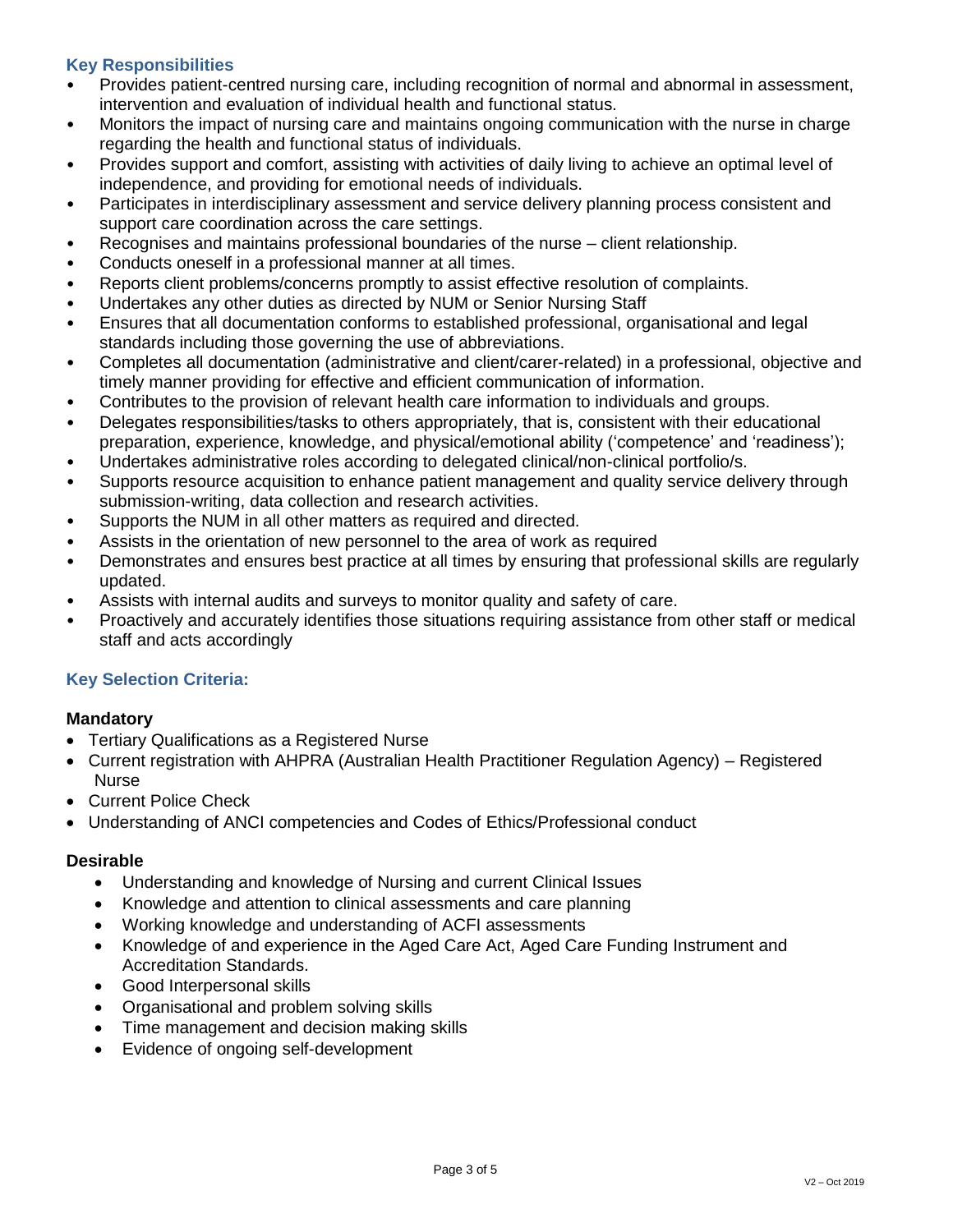## Key Responsibilities

- Provides patient-centred nursing care, including recognition of normal and abnormal in assessment, intervention and evaluation of individual health and functional status.
- Monitors the impact of nursing care and maintains ongoing communication with the nurse in charge regarding the health and functional status of individuals.
- Provides support and comfort, assisting with activities of daily living to achieve an optimal level of independence, and providing for emotional needs of individuals.
- Participates in interdisciplinary assessment and service delivery planning process consistent and support care coordination across the care settings.
- Recognises and maintains professional boundaries of the nurse – client relationship.
- Conducts oneself in a professional manner at all times.
- Reports client problems/concerns promptly to assist effective resolution of complaints.
- Undertakes any other duties as directed by NUM or Senior Nursing Staff
- Ensures that all documentation conforms to established professional, organisational and legal standards including those governing the use of abbreviations.
- Completes all documentation (administrative and client/carer-related) in a professional, objective and timely manner providing for effective and efficient communication of information.
- Contributes to the provision of relevant health care information to individuals and groups.
- Delegates responsibilities/tasks to others appropriately, that is, consistent with their educational preparation, experience, knowledge, and physical/emotional ability ('competence' and 'readiness');
- Undertakes administrative roles according to delegated clinical/non-clinical portfolio/s.
- Supports resource acquisition to enhance patient management and quality service delivery through submission-writing, data collection and research activities.
- Supports the NUM in all other matters as required and directed.
- Assists in the orientation of new personnel to the area of work as required
- Demonstrates and ensures best practice at all times by ensuring that professional skills are regularly updated.
- Assists with internal audits and surveys to monitor quality and safety of care.
- Proactively and accurately identifies those situations requiring assistance from other staff or medical staff and acts accordingly

## Key Selection Criteria:

### Mandatory

- Tertiary Qualifications as a Registered Nurse
- Current registration with AHPRA (Australian Health Practitioner Regulation Agency) – Registered Nurse
- Current Police Check
- Understanding of ANCI competencies and Codes of Ethics/Professional conduct

### Desirable

- Understanding and knowledge of Nursing and current Clinical Issues
- Knowledge and attention to clinical assessments and care planning
- Working knowledge and understanding of ACFI assessments
- Knowledge of and experience in the Aged Care Act, Aged Care Funding Instrument and Accreditation Standards.
- Good Interpersonal skills
- Organisational and problem solving skills
- Time management and decision making skills
- Evidence of ongoing self-development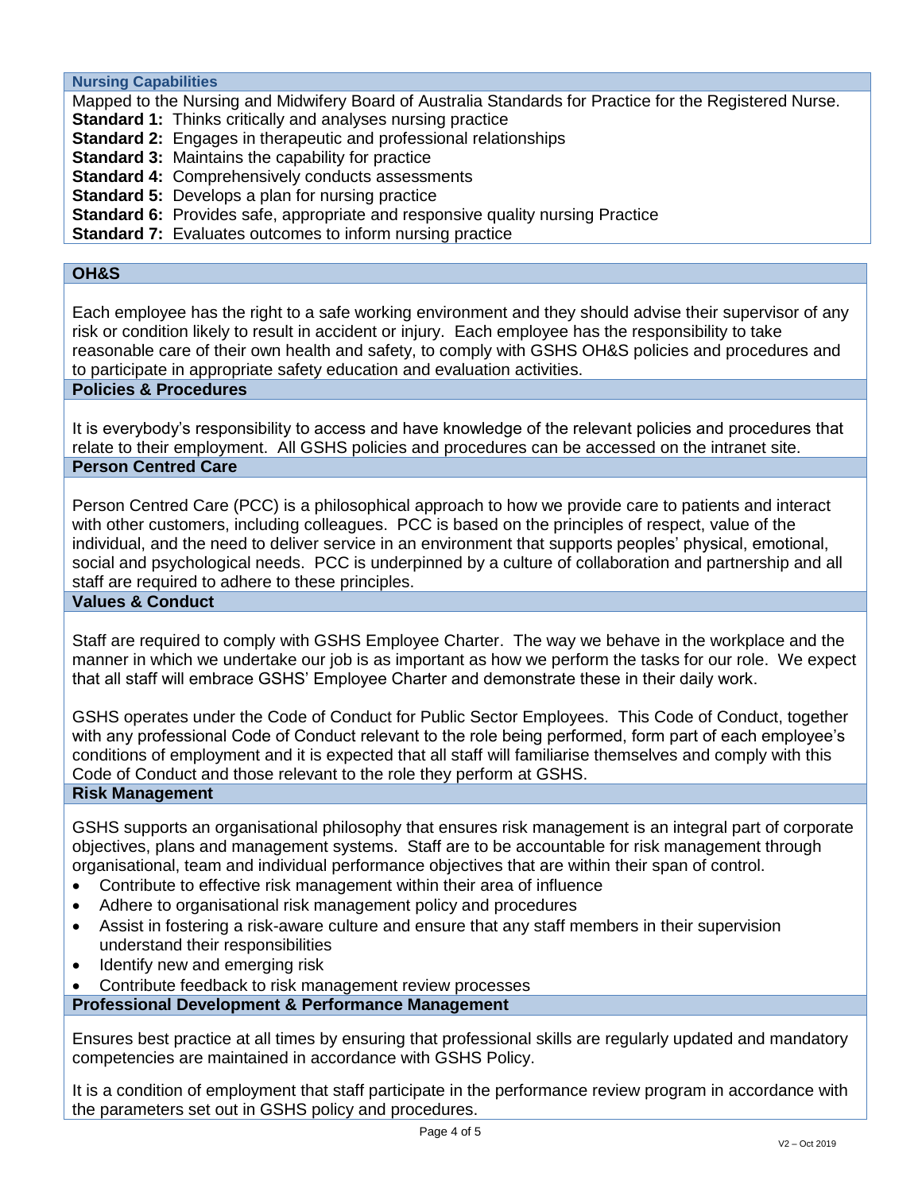## Nursing Capabilities

Mapped to the Nursing and Midwifery Board of Australia Standards for Practice for the Registered Nurse.

**Standard 1:** Thinks critically and analyses nursing practice
**Standard 2:** Engages in therapeutic and professional relationships
**Standard 3:** Maintains the capability for practice
**Standard 4:** Comprehensively conducts assessments
**Standard 5:** Develops a plan for nursing practice
**Standard 6:** Provides safe, appropriate and responsive quality nursing Practice
**Standard 7:** Evaluates outcomes to inform nursing practice

## OH&S

Each employee has the right to a safe working environment and they should advise their supervisor of any risk or condition likely to result in accident or injury. Each employee has the responsibility to take reasonable care of their own health and safety, to comply with GSHS OH&S policies and procedures and to participate in appropriate safety education and evaluation activities.

## Policies & Procedures

It is everybody's responsibility to access and have knowledge of the relevant policies and procedures that relate to their employment. All GSHS policies and procedures can be accessed on the intranet site.

## Person Centred Care

Person Centred Care (PCC) is a philosophical approach to how we provide care to patients and interact with other customers, including colleagues. PCC is based on the principles of respect, value of the individual, and the need to deliver service in an environment that supports peoples' physical, emotional, social and psychological needs. PCC is underpinned by a culture of collaboration and partnership and all staff are required to adhere to these principles.

## Values & Conduct

Staff are required to comply with GSHS Employee Charter. The way we behave in the workplace and the manner in which we undertake our job is as important as how we perform the tasks for our role. We expect that all staff will embrace GSHS' Employee Charter and demonstrate these in their daily work.

GSHS operates under the Code of Conduct for Public Sector Employees. This Code of Conduct, together with any professional Code of Conduct relevant to the role being performed, form part of each employee's conditions of employment and it is expected that all staff will familiarise themselves and comply with this Code of Conduct and those relevant to the role they perform at GSHS.

## Risk Management

GSHS supports an organisational philosophy that ensures risk management is an integral part of corporate objectives, plans and management systems. Staff are to be accountable for risk management through organisational, team and individual performance objectives that are within their span of control.

- Contribute to effective risk management within their area of influence
- Adhere to organisational risk management policy and procedures
- Assist in fostering a risk-aware culture and ensure that any staff members in their supervision understand their responsibilities
- Identify new and emerging risk
- Contribute feedback to risk management review processes

## Professional Development & Performance Management

Ensures best practice at all times by ensuring that professional skills are regularly updated and mandatory competencies are maintained in accordance with GSHS Policy.

It is a condition of employment that staff participate in the performance review program in accordance with the parameters set out in GSHS policy and procedures.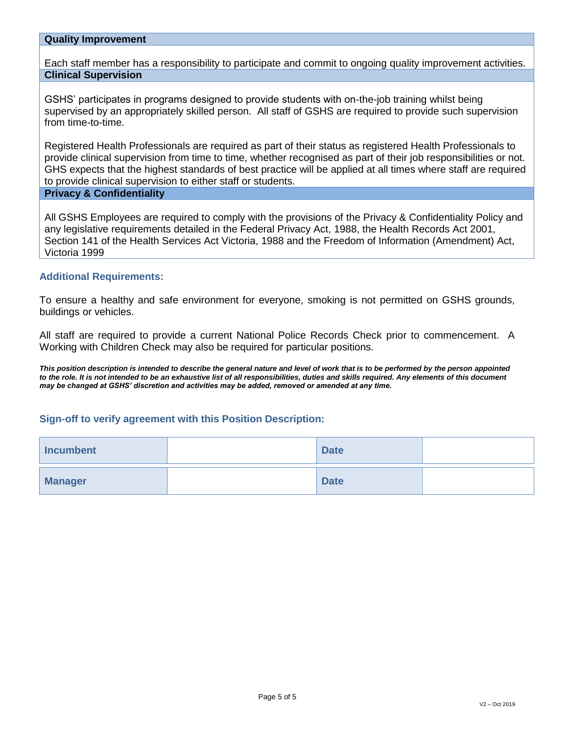**Quality Improvement**

Each staff member has a responsibility to participate and commit to ongoing quality improvement activities.

**Clinical Supervision**

GSHS' participates in programs designed to provide students with on-the-job training whilst being supervised by an appropriately skilled person. All staff of GSHS are required to provide such supervision from time-to-time.

Registered Health Professionals are required as part of their status as registered Health Professionals to provide clinical supervision from time to time, whether recognised as part of their job responsibilities or not. GHS expects that the highest standards of best practice will be applied at all times where staff are required to provide clinical supervision to either staff or students.

**Privacy & Confidentiality**

All GSHS Employees are required to comply with the provisions of the Privacy & Confidentiality Policy and any legislative requirements detailed in the Federal Privacy Act, 1988, the Health Records Act 2001, Section 141 of the Health Services Act Victoria, 1988 and the Freedom of Information (Amendment) Act, Victoria 1999

## Additional Requirements:

To ensure a healthy and safe environment for everyone, smoking is not permitted on GSHS grounds, buildings or vehicles.

All staff are required to provide a current National Police Records Check prior to commencement. A Working with Children Check may also be required for particular positions.

***This position description is intended to describe the general nature and level of work that is to be performed by the person appointed to the role. It is not intended to be an exhaustive list of all responsibilities, duties and skills required. Any elements of this document may be changed at GSHS' discretion and activities may be added, removed or amended at any time.***

## Sign-off to verify agreement with this Position Description:

| | | | |
|---|---|---|---|
| **Incumbent** | | **Date** | |
| **Manager** | | **Date** | |

V2 – Oct 2019